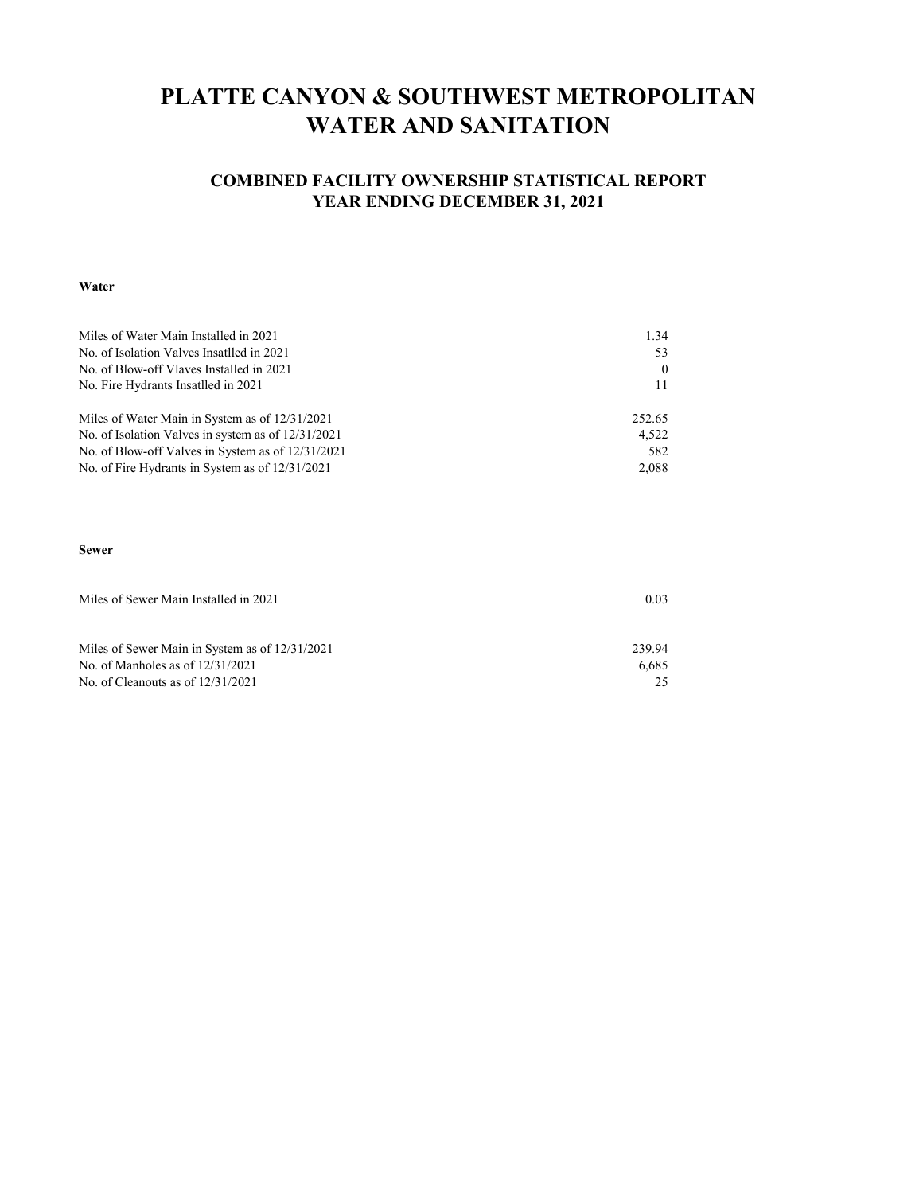# PLATTE CANYON & SOUTHWEST METROPOLITAN WATER AND SANITATION

## COMBINED FACILITY OWNERSHIP STATISTICAL REPORT
## YEAR ENDING DECEMBER 31, 2021

**Water**

| | |
|---|---:|
| Miles of Water Main Installed in 2021 | 1.34 |
| No. of Isolation Valves Insatlled in 2021 | 53 |
| No. of Blow-off Vlaves Installed in 2021 | 0 |
| No. Fire Hydrants Insatlled in 2021 | 11 |
| | |
| Miles of Water Main in System as of 12/31/2021 | 252.65 |
| No. of Isolation Valves in system as of 12/31/2021 | 4,522 |
| No. of Blow-off Valves in System as of 12/31/2021 | 582 |
| No. of Fire Hydrants in System as of 12/31/2021 | 2,088 |

**Sewer**

| | |
|---|---:|
| Miles of Sewer Main Installed in 2021 | 0.03 |
| | |
| Miles of Sewer Main in System as of 12/31/2021 | 239.94 |
| No. of Manholes as of 12/31/2021 | 6,685 |
| No. of Cleanouts as of 12/31/2021 | 25 |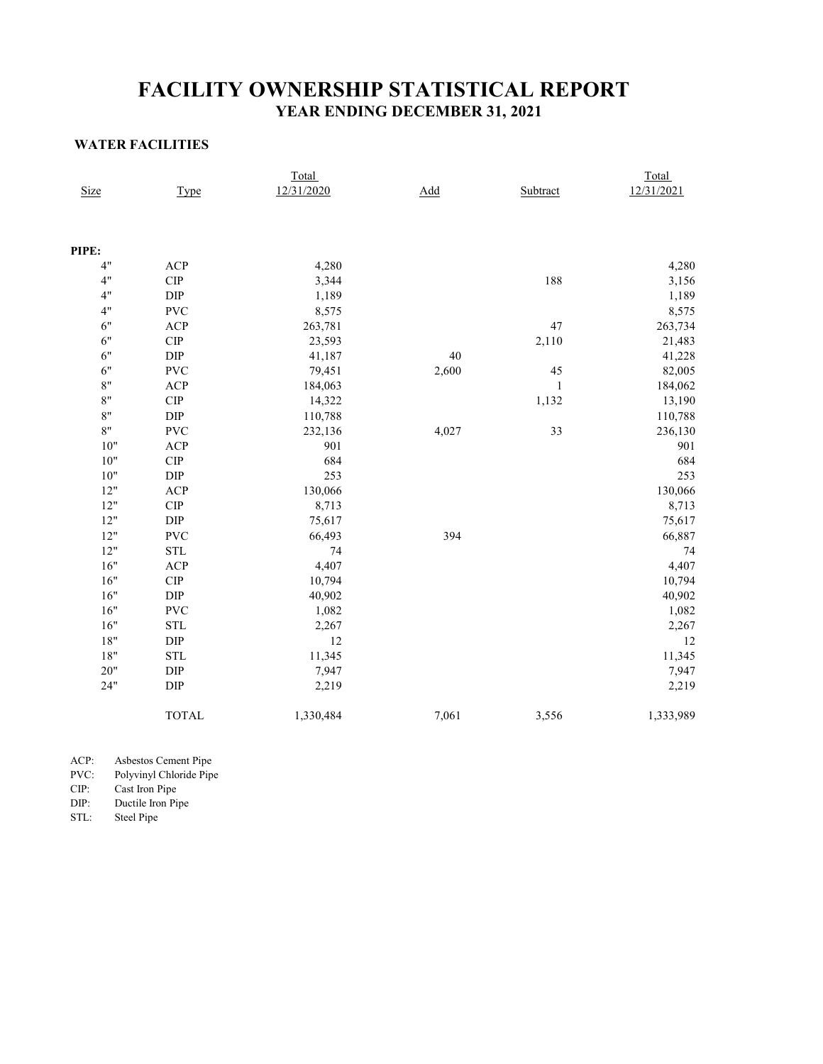# FACILITY OWNERSHIP STATISTICAL REPORT

## YEAR ENDING DECEMBER 31, 2021

### WATER FACILITIES

| Size | Type | Total 12/31/2020 | Add | Subtract | Total 12/31/2021 |
|---|---|---|---|---|---|
| **PIPE:** | | | | | |
| 4" | ACP | 4,280 | | | 4,280 |
| 4" | CIP | 3,344 | | 188 | 3,156 |
| 4" | DIP | 1,189 | | | 1,189 |
| 4" | PVC | 8,575 | | | 8,575 |
| 6" | ACP | 263,781 | | 47 | 263,734 |
| 6" | CIP | 23,593 | | 2,110 | 21,483 |
| 6" | DIP | 41,187 | 40 | | 41,228 |
| 6" | PVC | 79,451 | 2,600 | 45 | 82,005 |
| 8" | ACP | 184,063 | | 1 | 184,062 |
| 8" | CIP | 14,322 | | 1,132 | 13,190 |
| 8" | DIP | 110,788 | | | 110,788 |
| 8" | PVC | 232,136 | 4,027 | 33 | 236,130 |
| 10" | ACP | 901 | | | 901 |
| 10" | CIP | 684 | | | 684 |
| 10" | DIP | 253 | | | 253 |
| 12" | ACP | 130,066 | | | 130,066 |
| 12" | CIP | 8,713 | | | 8,713 |
| 12" | DIP | 75,617 | | | 75,617 |
| 12" | PVC | 66,493 | 394 | | 66,887 |
| 12" | STL | 74 | | | 74 |
| 16" | ACP | 4,407 | | | 4,407 |
| 16" | CIP | 10,794 | | | 10,794 |
| 16" | DIP | 40,902 | | | 40,902 |
| 16" | PVC | 1,082 | | | 1,082 |
| 16" | STL | 2,267 | | | 2,267 |
| 18" | DIP | 12 | | | 12 |
| 18" | STL | 11,345 | | | 11,345 |
| 20" | DIP | 7,947 | | | 7,947 |
| 24" | DIP | 2,219 | | | 2,219 |
| | TOTAL | 1,330,484 | 7,061 | 3,556 | 1,333,989 |

ACP: Asbestos Cement Pipe
PVC: Polyvinyl Chloride Pipe
CIP: Cast Iron Pipe
DIP: Ductile Iron Pipe
STL: Steel Pipe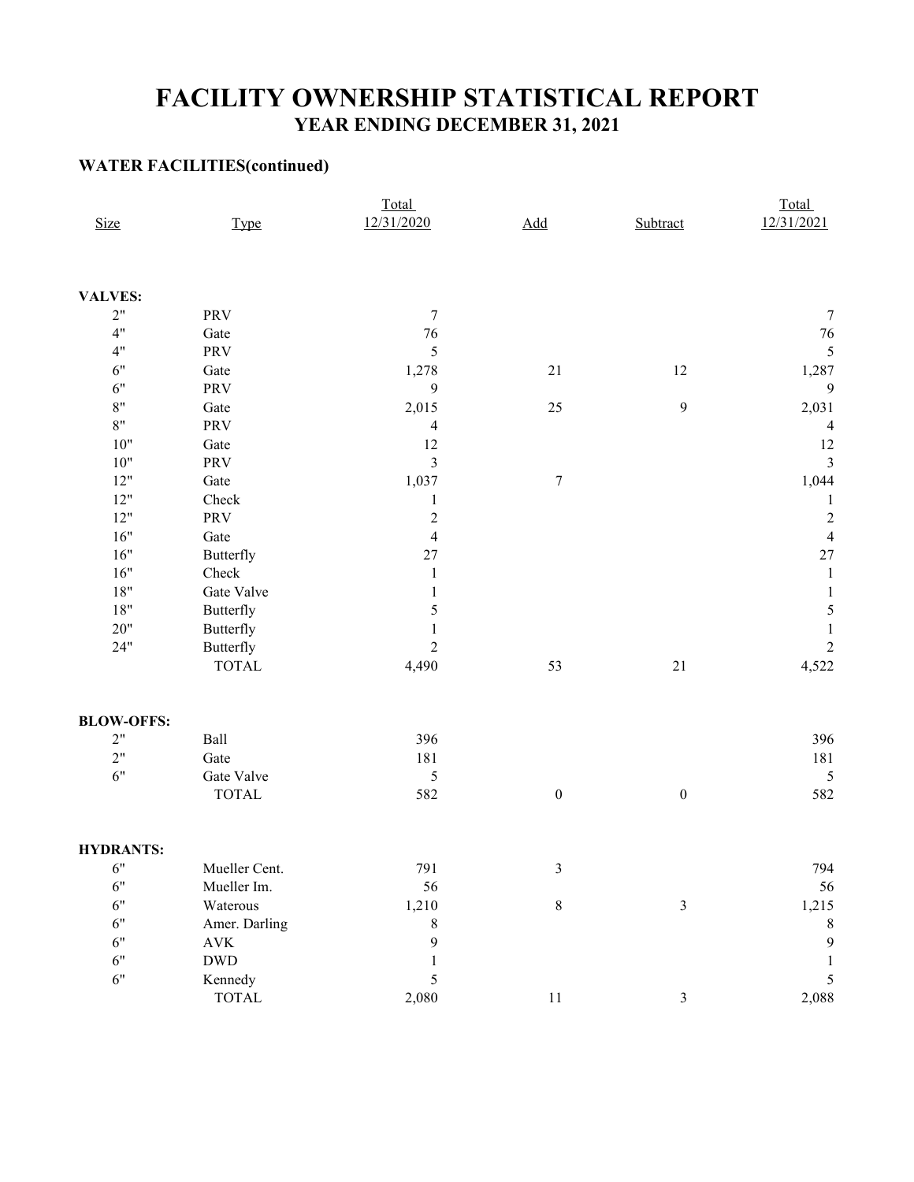# FACILITY OWNERSHIP STATISTICAL REPORT
## YEAR ENDING DECEMBER 31, 2021

### WATER FACILITIES(continued)

| Size | Type | Total 12/31/2020 | Add | Subtract | Total 12/31/2021 |
|---|---|---|---|---|---|
| **VALVES:** | | | | | |
| 2" | PRV | 7 | | | 7 |
| 4" | Gate | 76 | | | 76 |
| 4" | PRV | 5 | | | 5 |
| 6" | Gate | 1,278 | 21 | 12 | 1,287 |
| 6" | PRV | 9 | | | 9 |
| 8" | Gate | 2,015 | 25 | 9 | 2,031 |
| 8" | PRV | 4 | | | 4 |
| 10" | Gate | 12 | | | 12 |
| 10" | PRV | 3 | | | 3 |
| 12" | Gate | 1,037 | 7 | | 1,044 |
| 12" | Check | 1 | | | 1 |
| 12" | PRV | 2 | | | 2 |
| 16" | Gate | 4 | | | 4 |
| 16" | Butterfly | 27 | | | 27 |
| 16" | Check | 1 | | | 1 |
| 18" | Gate Valve | 1 | | | 1 |
| 18" | Butterfly | 5 | | | 5 |
| 20" | Butterfly | 1 | | | 1 |
| 24" | Butterfly | 2 | | | 2 |
| | TOTAL | 4,490 | 53 | 21 | 4,522 |
| **BLOW-OFFS:** | | | | | |
| 2" | Ball | 396 | | | 396 |
| 2" | Gate | 181 | | | 181 |
| 6" | Gate Valve | 5 | | | 5 |
| | TOTAL | 582 | 0 | 0 | 582 |
| **HYDRANTS:** | | | | | |
| 6" | Mueller Cent. | 791 | 3 | | 794 |
| 6" | Mueller Im. | 56 | | | 56 |
| 6" | Waterous | 1,210 | 8 | 3 | 1,215 |
| 6" | Amer. Darling | 8 | | | 8 |
| 6" | AVK | 9 | | | 9 |
| 6" | DWD | 1 | | | 1 |
| 6" | Kennedy | 5 | | | 5 |
| | TOTAL | 2,080 | 11 | 3 | 2,088 |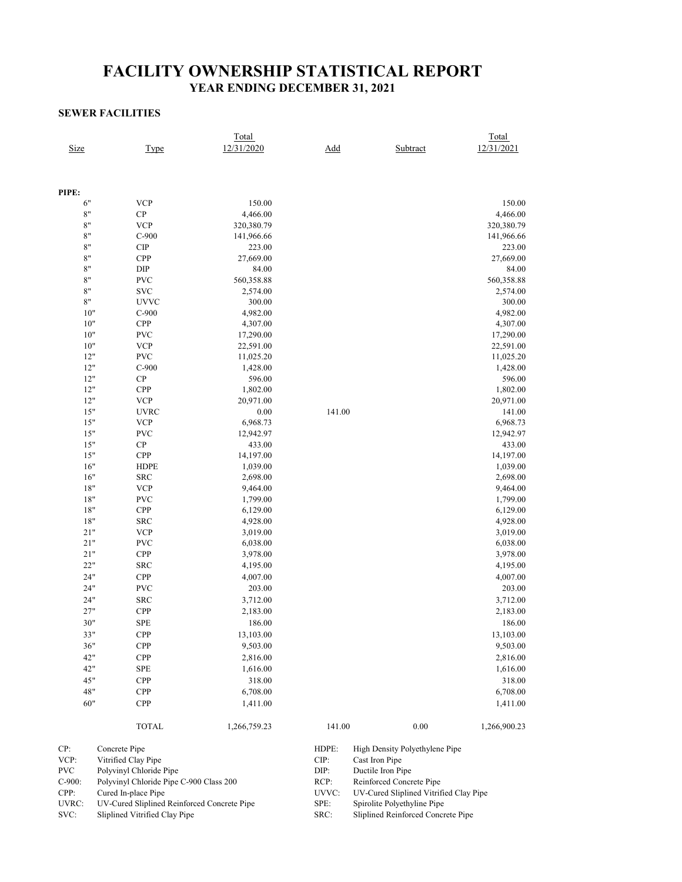# FACILITY OWNERSHIP STATISTICAL REPORT

## YEAR ENDING DECEMBER 31, 2021

### SEWER FACILITIES

| Size | Type | Total 12/31/2020 | Add | Subtract | Total 12/31/2021 |
|---|---|---|---|---|---|
| **PIPE:** | | | | | |
| 6" | VCP | 150.00 | | | 150.00 |
| 8" | CP | 4,466.00 | | | 4,466.00 |
| 8" | VCP | 320,380.79 | | | 320,380.79 |
| 8" | C-900 | 141,966.66 | | | 141,966.66 |
| 8" | CIP | 223.00 | | | 223.00 |
| 8" | CPP | 27,669.00 | | | 27,669.00 |
| 8" | DIP | 84.00 | | | 84.00 |
| 8" | PVC | 560,358.88 | | | 560,358.88 |
| 8" | SVC | 2,574.00 | | | 2,574.00 |
| 8" | UVVC | 300.00 | | | 300.00 |
| 10" | C-900 | 4,982.00 | | | 4,982.00 |
| 10" | CPP | 4,307.00 | | | 4,307.00 |
| 10" | PVC | 17,290.00 | | | 17,290.00 |
| 10" | VCP | 22,591.00 | | | 22,591.00 |
| 12" | PVC | 11,025.20 | | | 11,025.20 |
| 12" | C-900 | 1,428.00 | | | 1,428.00 |
| 12" | CP | 596.00 | | | 596.00 |
| 12" | CPP | 1,802.00 | | | 1,802.00 |
| 12" | VCP | 20,971.00 | | | 20,971.00 |
| 15" | UVRC | 0.00 | 141.00 | | 141.00 |
| 15" | VCP | 6,968.73 | | | 6,968.73 |
| 15" | PVC | 12,942.97 | | | 12,942.97 |
| 15" | CP | 433.00 | | | 433.00 |
| 15" | CPP | 14,197.00 | | | 14,197.00 |
| 16" | HDPE | 1,039.00 | | | 1,039.00 |
| 16" | SRC | 2,698.00 | | | 2,698.00 |
| 18" | VCP | 9,464.00 | | | 9,464.00 |
| 18" | PVC | 1,799.00 | | | 1,799.00 |
| 18" | CPP | 6,129.00 | | | 6,129.00 |
| 18" | SRC | 4,928.00 | | | 4,928.00 |
| 21" | VCP | 3,019.00 | | | 3,019.00 |
| 21" | PVC | 6,038.00 | | | 6,038.00 |
| 21" | CPP | 3,978.00 | | | 3,978.00 |
| 22" | SRC | 4,195.00 | | | 4,195.00 |
| 24" | CPP | 4,007.00 | | | 4,007.00 |
| 24" | PVC | 203.00 | | | 203.00 |
| 24" | SRC | 3,712.00 | | | 3,712.00 |
| 27" | CPP | 2,183.00 | | | 2,183.00 |
| 30" | SPE | 186.00 | | | 186.00 |
| 33" | CPP | 13,103.00 | | | 13,103.00 |
| 36" | CPP | 9,503.00 | | | 9,503.00 |
| 42" | CPP | 2,816.00 | | | 2,816.00 |
| 42" | SPE | 1,616.00 | | | 1,616.00 |
| 45" | CPP | 318.00 | | | 318.00 |
| 48" | CPP | 6,708.00 | | | 6,708.00 |
| 60" | CPP | 1,411.00 | | | 1,411.00 |
| | TOTAL | 1,266,759.23 | 141.00 | 0.00 | 1,266,900.23 |

| Abbreviation | Description | Abbreviation | Description |
|---|---|---|---|
| CP: | Concrete Pipe | HDPE: | High Density Polyethylene Pipe |
| VCP: | Vitrified Clay Pipe | CIP: | Cast Iron Pipe |
| PVC | Polyvinyl Chloride Pipe | DIP: | Ductile Iron Pipe |
| C-900: | Polyvinyl Chloride Pipe C-900 Class 200 | RCP: | Reinforced Concrete Pipe |
| CPP: | Cured In-place Pipe | UVVC: | UV-Cured Sliplined Vitrified Clay Pipe |
| UVRC: | UV-Cured Sliplined Reinforced Concrete Pipe | SPE: | Spirolite Polyethyline Pipe |
| SVC: | Sliplined Vitrified Clay Pipe | SRC: | Sliplined Reinforced Concrete Pipe |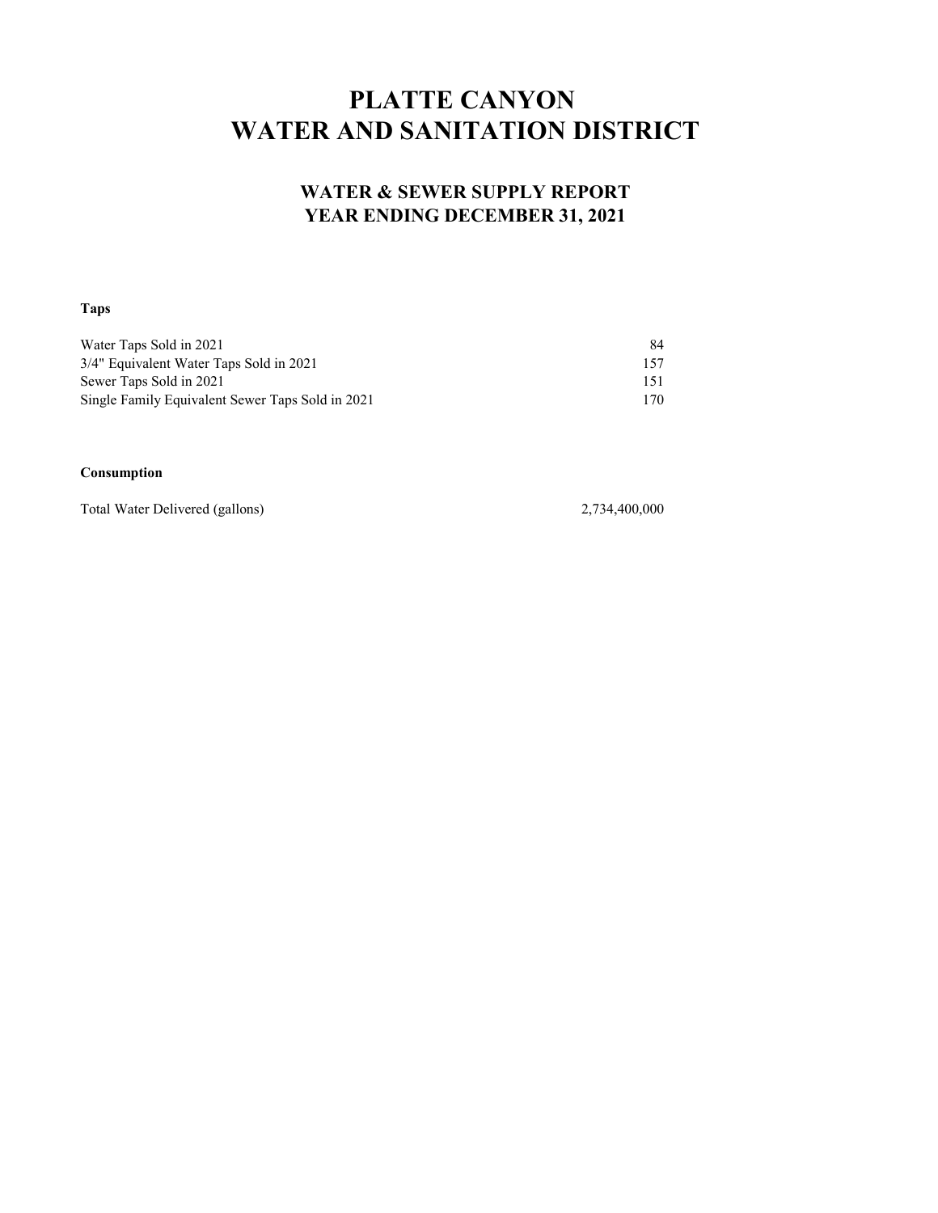# PLATTE CANYON
# WATER AND SANITATION DISTRICT

## WATER & SEWER SUPPLY REPORT
## YEAR ENDING DECEMBER 31, 2021

**Taps**

| | |
|---|---|
| Water Taps Sold in 2021 | 84 |
| 3/4" Equivalent Water Taps Sold in 2021 | 157 |
| Sewer Taps Sold in 2021 | 151 |
| Single Family Equivalent Sewer Taps Sold in 2021 | 170 |

**Consumption**

| | |
|---|---|
| Total Water Delivered (gallons) | 2,734,400,000 |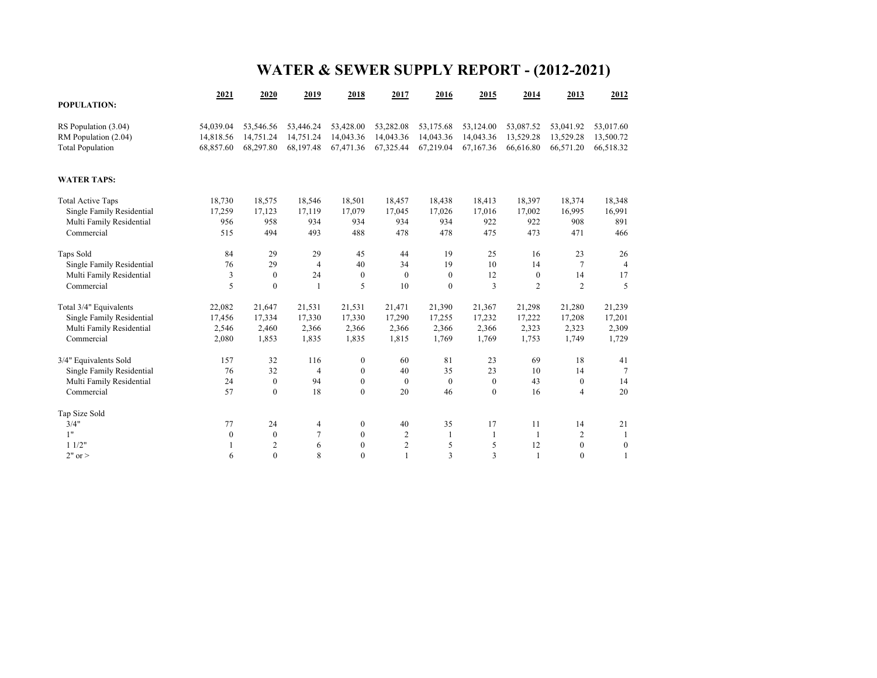# WATER & SEWER SUPPLY REPORT - (2012-2021)

| | 2021 | 2020 | 2019 | 2018 | 2017 | 2016 | 2015 | 2014 | 2013 | 2012 |
|---|---|---|---|---|---|---|---|---|---|---|
| **POPULATION:** | | | | | | | | | | |
| RS Population (3.04) | 54,039.04 | 53,546.56 | 53,446.24 | 53,428.00 | 53,282.08 | 53,175.68 | 53,124.00 | 53,087.52 | 53,041.92 | 53,017.60 |
| RM Population (2.04) | 14,818.56 | 14,751.24 | 14,751.24 | 14,043.36 | 14,043.36 | 14,043.36 | 14,043.36 | 13,529.28 | 13,529.28 | 13,500.72 |
| Total Population | 68,857.60 | 68,297.80 | 68,197.48 | 67,471.36 | 67,325.44 | 67,219.04 | 67,167.36 | 66,616.80 | 66,571.20 | 66,518.32 |
| **WATER TAPS:** | | | | | | | | | | |
| Total Active Taps | 18,730 | 18,575 | 18,546 | 18,501 | 18,457 | 18,438 | 18,413 | 18,397 | 18,374 | 18,348 |
| Single Family Residential | 17,259 | 17,123 | 17,119 | 17,079 | 17,045 | 17,026 | 17,016 | 17,002 | 16,995 | 16,991 |
| Multi Family Residential | 956 | 958 | 934 | 934 | 934 | 934 | 922 | 922 | 908 | 891 |
| Commercial | 515 | 494 | 493 | 488 | 478 | 478 | 475 | 473 | 471 | 466 |
| Taps Sold | 84 | 29 | 29 | 45 | 44 | 19 | 25 | 16 | 23 | 26 |
| Single Family Residential | 76 | 29 | 4 | 40 | 34 | 19 | 10 | 14 | 7 | 4 |
| Multi Family Residential | 3 | 0 | 24 | 0 | 0 | 0 | 12 | 0 | 14 | 17 |
| Commercial | 5 | 0 | 1 | 5 | 10 | 0 | 3 | 2 | 2 | 5 |
| Total 3/4" Equivalents | 22,082 | 21,647 | 21,531 | 21,531 | 21,471 | 21,390 | 21,367 | 21,298 | 21,280 | 21,239 |
| Single Family Residential | 17,456 | 17,334 | 17,330 | 17,330 | 17,290 | 17,255 | 17,232 | 17,222 | 17,208 | 17,201 |
| Multi Family Residential | 2,546 | 2,460 | 2,366 | 2,366 | 2,366 | 2,366 | 2,366 | 2,323 | 2,323 | 2,309 |
| Commercial | 2,080 | 1,853 | 1,835 | 1,835 | 1,815 | 1,769 | 1,769 | 1,753 | 1,749 | 1,729 |
| 3/4" Equivalents Sold | 157 | 32 | 116 | 0 | 60 | 81 | 23 | 69 | 18 | 41 |
| Single Family Residential | 76 | 32 | 4 | 0 | 40 | 35 | 23 | 10 | 14 | 7 |
| Multi Family Residential | 24 | 0 | 94 | 0 | 0 | 0 | 0 | 43 | 0 | 14 |
| Commercial | 57 | 0 | 18 | 0 | 20 | 46 | 0 | 16 | 4 | 20 |
| Tap Size Sold | | | | | | | | | | |
| 3/4" | 77 | 24 | 4 | 0 | 40 | 35 | 17 | 11 | 14 | 21 |
| 1" | 0 | 0 | 7 | 0 | 2 | 1 | 1 | 1 | 2 | 1 |
| 1 1/2" | 1 | 2 | 6 | 0 | 2 | 5 | 5 | 12 | 0 | 0 |
| 2" or > | 6 | 0 | 8 | 0 | 1 | 3 | 3 | 1 | 0 | 1 |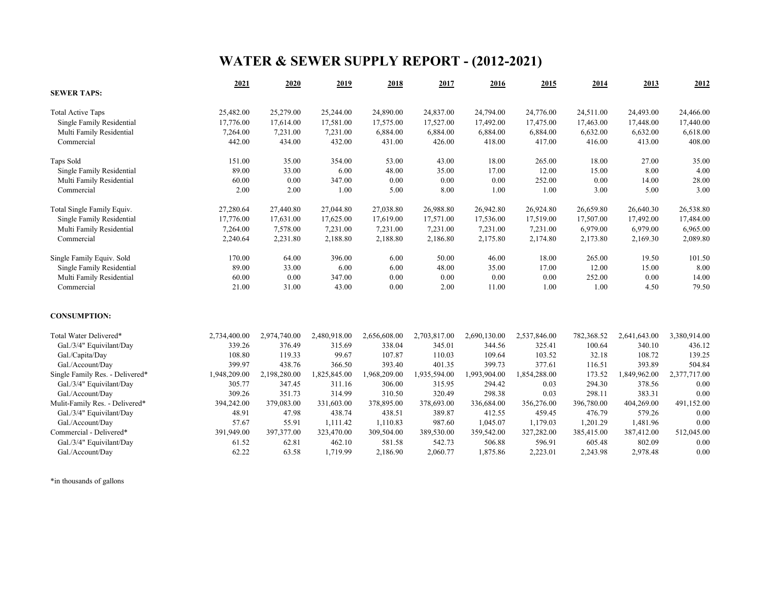# WATER & SEWER SUPPLY REPORT - (2012-2021)

| | 2021 | 2020 | 2019 | 2018 | 2017 | 2016 | 2015 | 2014 | 2013 | 2012 |
|---|---|---|---|---|---|---|---|---|---|---|
| **SEWER TAPS:** | | | | | | | | | | |
| Total Active Taps | 25,482.00 | 25,279.00 | 25,244.00 | 24,890.00 | 24,837.00 | 24,794.00 | 24,776.00 | 24,511.00 | 24,493.00 | 24,466.00 |
| Single Family Residential | 17,776.00 | 17,614.00 | 17,581.00 | 17,575.00 | 17,527.00 | 17,492.00 | 17,475.00 | 17,463.00 | 17,448.00 | 17,440.00 |
| Multi Family Residential | 7,264.00 | 7,231.00 | 7,231.00 | 6,884.00 | 6,884.00 | 6,884.00 | 6,884.00 | 6,632.00 | 6,632.00 | 6,618.00 |
| Commercial | 442.00 | 434.00 | 432.00 | 431.00 | 426.00 | 418.00 | 417.00 | 416.00 | 413.00 | 408.00 |
| Taps Sold | 151.00 | 35.00 | 354.00 | 53.00 | 43.00 | 18.00 | 265.00 | 18.00 | 27.00 | 35.00 |
| Single Family Residential | 89.00 | 33.00 | 6.00 | 48.00 | 35.00 | 17.00 | 12.00 | 15.00 | 8.00 | 4.00 |
| Multi Family Residential | 60.00 | 0.00 | 347.00 | 0.00 | 0.00 | 0.00 | 252.00 | 0.00 | 14.00 | 28.00 |
| Commercial | 2.00 | 2.00 | 1.00 | 5.00 | 8.00 | 1.00 | 1.00 | 3.00 | 5.00 | 3.00 |
| Total Single Family Equiv. | 27,280.64 | 27,440.80 | 27,044.80 | 27,038.80 | 26,988.80 | 26,942.80 | 26,924.80 | 26,659.80 | 26,640.30 | 26,538.80 |
| Single Family Residential | 17,776.00 | 17,631.00 | 17,625.00 | 17,619.00 | 17,571.00 | 17,536.00 | 17,519.00 | 17,507.00 | 17,492.00 | 17,484.00 |
| Multi Family Residential | 7,264.00 | 7,578.00 | 7,231.00 | 7,231.00 | 7,231.00 | 7,231.00 | 7,231.00 | 6,979.00 | 6,979.00 | 6,965.00 |
| Commercial | 2,240.64 | 2,231.80 | 2,188.80 | 2,188.80 | 2,186.80 | 2,175.80 | 2,174.80 | 2,173.80 | 2,169.30 | 2,089.80 |
| Single Family Equiv. Sold | 170.00 | 64.00 | 396.00 | 6.00 | 50.00 | 46.00 | 18.00 | 265.00 | 19.50 | 101.50 |
| Single Family Residential | 89.00 | 33.00 | 6.00 | 6.00 | 48.00 | 35.00 | 17.00 | 12.00 | 15.00 | 8.00 |
| Multi Family Residential | 60.00 | 0.00 | 347.00 | 0.00 | 0.00 | 0.00 | 0.00 | 252.00 | 0.00 | 14.00 |
| Commercial | 21.00 | 31.00 | 43.00 | 0.00 | 2.00 | 11.00 | 1.00 | 1.00 | 4.50 | 79.50 |
| **CONSUMPTION:** | | | | | | | | | | |
| Total Water Delivered* | 2,734,400.00 | 2,974,740.00 | 2,480,918.00 | 2,656,608.00 | 2,703,817.00 | 2,690,130.00 | 2,537,846.00 | 782,368.52 | 2,641,643.00 | 3,380,914.00 |
| Gal./3/4" Equivilant/Day | 339.26 | 376.49 | 315.69 | 338.04 | 345.01 | 344.56 | 325.41 | 100.64 | 340.10 | 436.12 |
| Gal./Capita/Day | 108.80 | 119.33 | 99.67 | 107.87 | 110.03 | 109.64 | 103.52 | 32.18 | 108.72 | 139.25 |
| Gal./Account/Day | 399.97 | 438.76 | 366.50 | 393.40 | 401.35 | 399.73 | 377.61 | 116.51 | 393.89 | 504.84 |
| Single Family Res. - Delivered* | 1,948,209.00 | 2,198,280.00 | 1,825,845.00 | 1,968,209.00 | 1,935,594.00 | 1,993,904.00 | 1,854,288.00 | 173.52 | 1,849,962.00 | 2,377,717.00 |
| Gal./3/4" Equivilant/Day | 305.77 | 347.45 | 311.16 | 306.00 | 315.95 | 294.42 | 0.03 | 294.30 | 378.56 | 0.00 |
| Gal./Account/Day | 309.26 | 351.73 | 314.99 | 310.50 | 320.49 | 298.38 | 0.03 | 298.11 | 383.31 | 0.00 |
| Mulit-Family Res. - Delivered* | 394,242.00 | 379,083.00 | 331,603.00 | 378,895.00 | 378,693.00 | 336,684.00 | 356,276.00 | 396,780.00 | 404,269.00 | 491,152.00 |
| Gal./3/4" Equivilant/Day | 48.91 | 47.98 | 438.74 | 438.51 | 389.87 | 412.55 | 459.45 | 476.79 | 579.26 | 0.00 |
| Gal./Account/Day | 57.67 | 55.91 | 1,111.42 | 1,110.83 | 987.60 | 1,045.07 | 1,179.03 | 1,201.29 | 1,481.96 | 0.00 |
| Commercial - Delivered* | 391,949.00 | 397,377.00 | 323,470.00 | 309,504.00 | 389,530.00 | 359,542.00 | 327,282.00 | 385,415.00 | 387,412.00 | 512,045.00 |
| Gal./3/4" Equivilant/Day | 61.52 | 62.81 | 462.10 | 581.58 | 542.73 | 506.88 | 596.91 | 605.48 | 802.09 | 0.00 |
| Gal./Account/Day | 62.22 | 63.58 | 1,719.99 | 2,186.90 | 2,060.77 | 1,875.86 | 2,223.01 | 2,243.98 | 2,978.48 | 0.00 |

*in thousands of gallons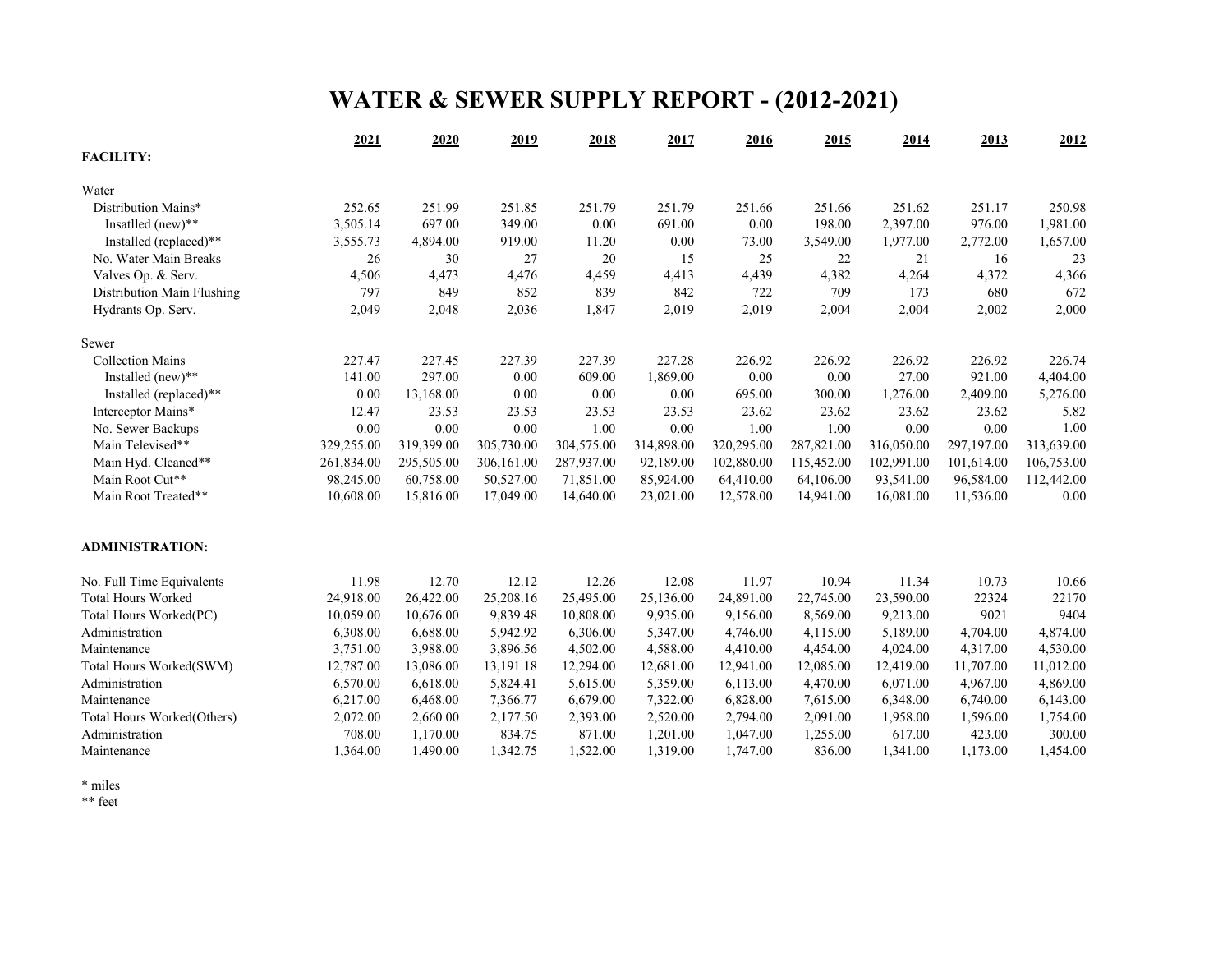# WATER & SEWER SUPPLY REPORT - (2012-2021)

| | 2021 | 2020 | 2019 | 2018 | 2017 | 2016 | 2015 | 2014 | 2013 | 2012 |
|---|---|---|---|---|---|---|---|---|---|---|
| **FACILITY:** | | | | | | | | | | |
| Water | | | | | | | | | | |
| Distribution Mains* | 252.65 | 251.99 | 251.85 | 251.79 | 251.79 | 251.66 | 251.66 | 251.62 | 251.17 | 250.98 |
| Insatlled (new)** | 3,505.14 | 697.00 | 349.00 | 0.00 | 691.00 | 0.00 | 198.00 | 2,397.00 | 976.00 | 1,981.00 |
| Installed (replaced)** | 3,555.73 | 4,894.00 | 919.00 | 11.20 | 0.00 | 73.00 | 3,549.00 | 1,977.00 | 2,772.00 | 1,657.00 |
| No. Water Main Breaks | 26 | 30 | 27 | 20 | 15 | 25 | 22 | 21 | 16 | 23 |
| Valves Op. & Serv. | 4,506 | 4,473 | 4,476 | 4,459 | 4,413 | 4,439 | 4,382 | 4,264 | 4,372 | 4,366 |
| Distribution Main Flushing | 797 | 849 | 852 | 839 | 842 | 722 | 709 | 173 | 680 | 672 |
| Hydrants Op. Serv. | 2,049 | 2,048 | 2,036 | 1,847 | 2,019 | 2,019 | 2,004 | 2,004 | 2,002 | 2,000 |
| Sewer | | | | | | | | | | |
| Collection Mains | 227.47 | 227.45 | 227.39 | 227.39 | 227.28 | 226.92 | 226.92 | 226.92 | 226.92 | 226.74 |
| Installed (new)** | 141.00 | 297.00 | 0.00 | 609.00 | 1,869.00 | 0.00 | 0.00 | 27.00 | 921.00 | 4,404.00 |
| Installed (replaced)** | 0.00 | 13,168.00 | 0.00 | 0.00 | 0.00 | 695.00 | 300.00 | 1,276.00 | 2,409.00 | 5,276.00 |
| Interceptor Mains* | 12.47 | 23.53 | 23.53 | 23.53 | 23.53 | 23.62 | 23.62 | 23.62 | 23.62 | 5.82 |
| No. Sewer Backups | 0.00 | 0.00 | 0.00 | 1.00 | 0.00 | 1.00 | 1.00 | 0.00 | 0.00 | 1.00 |
| Main Televised** | 329,255.00 | 319,399.00 | 305,730.00 | 304,575.00 | 314,898.00 | 320,295.00 | 287,821.00 | 316,050.00 | 297,197.00 | 313,639.00 |
| Main Hyd. Cleaned** | 261,834.00 | 295,505.00 | 306,161.00 | 287,937.00 | 92,189.00 | 102,880.00 | 115,452.00 | 102,991.00 | 101,614.00 | 106,753.00 |
| Main Root Cut** | 98,245.00 | 60,758.00 | 50,527.00 | 71,851.00 | 85,924.00 | 64,410.00 | 64,106.00 | 93,541.00 | 96,584.00 | 112,442.00 |
| Main Root Treated** | 10,608.00 | 15,816.00 | 17,049.00 | 14,640.00 | 23,021.00 | 12,578.00 | 14,941.00 | 16,081.00 | 11,536.00 | 0.00 |
| **ADMINISTRATION:** | | | | | | | | | | |
| No. Full Time Equivalents | 11.98 | 12.70 | 12.12 | 12.26 | 12.08 | 11.97 | 10.94 | 11.34 | 10.73 | 10.66 |
| Total Hours Worked | 24,918.00 | 26,422.00 | 25,208.16 | 25,495.00 | 25,136.00 | 24,891.00 | 22,745.00 | 23,590.00 | 22324 | 22170 |
| Total Hours Worked(PC) | 10,059.00 | 10,676.00 | 9,839.48 | 10,808.00 | 9,935.00 | 9,156.00 | 8,569.00 | 9,213.00 | 9021 | 9404 |
| Administration | 6,308.00 | 6,688.00 | 5,942.92 | 6,306.00 | 5,347.00 | 4,746.00 | 4,115.00 | 5,189.00 | 4,704.00 | 4,874.00 |
| Maintenance | 3,751.00 | 3,988.00 | 3,896.56 | 4,502.00 | 4,588.00 | 4,410.00 | 4,454.00 | 4,024.00 | 4,317.00 | 4,530.00 |
| Total Hours Worked(SWM) | 12,787.00 | 13,086.00 | 13,191.18 | 12,294.00 | 12,681.00 | 12,941.00 | 12,085.00 | 12,419.00 | 11,707.00 | 11,012.00 |
| Administration | 6,570.00 | 6,618.00 | 5,824.41 | 5,615.00 | 5,359.00 | 6,113.00 | 4,470.00 | 6,071.00 | 4,967.00 | 4,869.00 |
| Maintenance | 6,217.00 | 6,468.00 | 7,366.77 | 6,679.00 | 7,322.00 | 6,828.00 | 7,615.00 | 6,348.00 | 6,740.00 | 6,143.00 |
| Total Hours Worked(Others) | 2,072.00 | 2,660.00 | 2,177.50 | 2,393.00 | 2,520.00 | 2,794.00 | 2,091.00 | 1,958.00 | 1,596.00 | 1,754.00 |
| Administration | 708.00 | 1,170.00 | 834.75 | 871.00 | 1,201.00 | 1,047.00 | 1,255.00 | 617.00 | 423.00 | 300.00 |
| Maintenance | 1,364.00 | 1,490.00 | 1,342.75 | 1,522.00 | 1,319.00 | 1,747.00 | 836.00 | 1,341.00 | 1,173.00 | 1,454.00 |

\* miles

\** feet